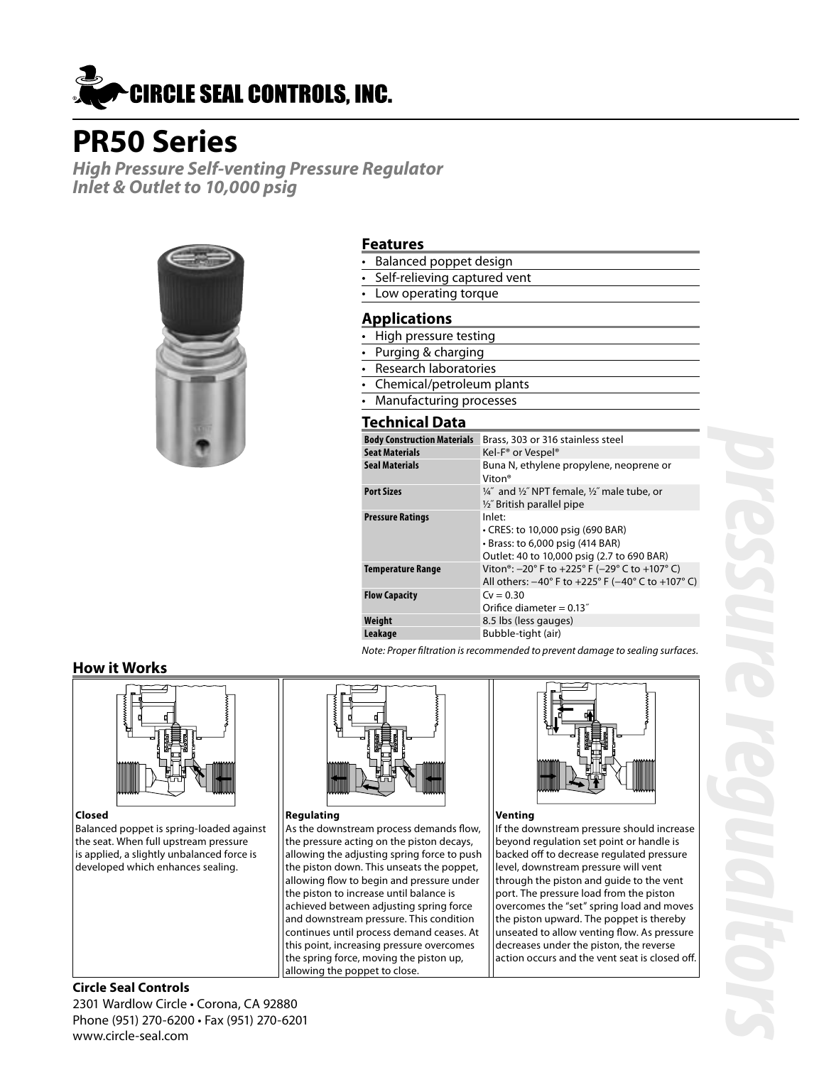# CIRCLE SEAL CONTROLS, INC.

# PR50 Series

***High Pressure Self-venting Pressure Regulator***
***Inlet & Outlet to 10,000 psig***

## Features

- Balanced poppet design
- Self-relieving captured vent
- Low operating torque

## Applications

- High pressure testing
- Purging & charging
- Research laboratories
- Chemical/petroleum plants
- Manufacturing processes

## Technical Data

| | |
|---|---|
| **Body Construction Materials** | Brass, 303 or 316 stainless steel |
| **Seat Materials** | Kel-F® or Vespel® |
| **Seal Materials** | Buna N, ethylene propylene, neoprene or Viton® |
| **Port Sizes** | ¼˝ and ½˝ NPT female, ½˝ male tube, or ½˝ British parallel pipe |
| **Pressure Ratings** | Inlet:<br>• CRES: to 10,000 psig (690 BAR)<br>• Brass: to 6,000 psig (414 BAR)<br>Outlet: 40 to 10,000 psig (2.7 to 690 BAR) |
| **Temperature Range** | Viton®: −20° F to +225° F (−29° C to +107° C)<br>All others: −40° F to +225° F (−40° C to +107° C) |
| **Flow Capacity** | Cv = 0.30<br>Orifice diameter = 0.13˝ |
| **Weight** | 8.5 lbs (less gauges) |
| **Leakage** | Bubble-tight (air) |

*Note: Proper filtration is recommended to prevent damage to sealing surfaces.*

## How it Works

**Closed**
Balanced poppet is spring-loaded against the seat. When full upstream pressure is applied, a slightly unbalanced force is developed which enhances sealing.

**Regulating**
As the downstream process demands flow, the pressure acting on the piston decays, allowing the adjusting spring force to push the piston down. This unseats the poppet, allowing flow to begin and pressure under the piston to increase until balance is achieved between adjusting spring force and downstream pressure. This condition continues until process demand ceases. At this point, increasing pressure overcomes the spring force, moving the piston up, allowing the poppet to close.

**Venting**
If the downstream pressure should increase beyond regulation set point or handle is backed off to decrease regulated pressure level, downstream pressure will vent through the piston and guide to the vent port. The pressure load from the piston overcomes the "set" spring load and moves the piston upward. The poppet is thereby unseated to allow venting flow. As pressure decreases under the piston, the reverse action occurs and the vent seat is closed off.

**Circle Seal Controls**
2301 Wardlow Circle • Corona, CA 92880
Phone (951) 270-6200 • Fax (951) 270-6201
www.circle-seal.com

*pressure regulators*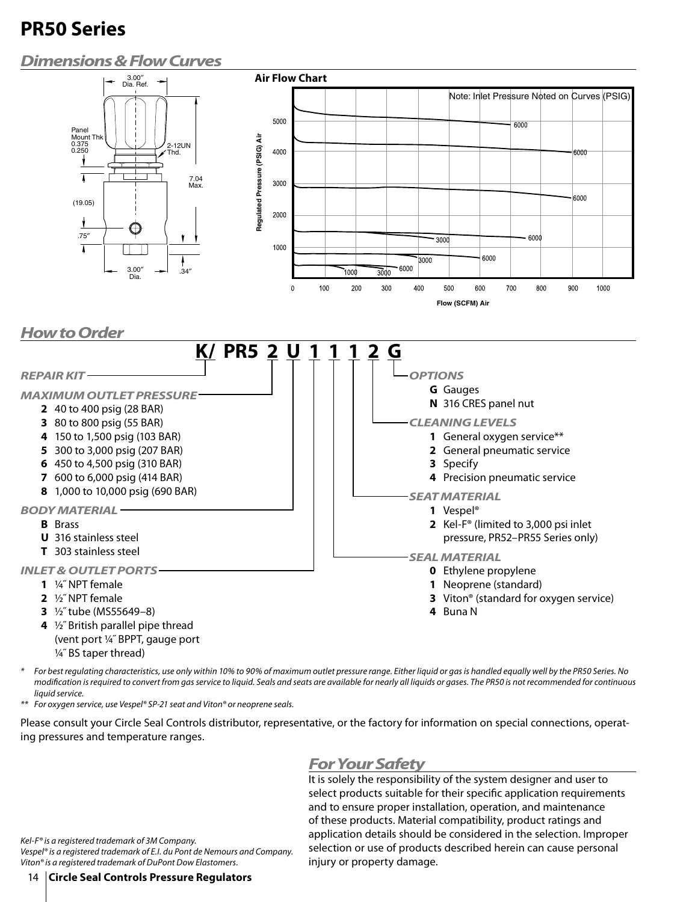# PR50 Series

## Dimensions & Flow Curves

3.00″ Dia. Ref.

Panel Mount Thk 0.375 0.250

2-12UN Thd.

7.04 Max.

(19.05)

.75″

3.00″ Dia.

.34″

**Air Flow Chart**

Note: Inlet Pressure Noted on Curves (PSIG)

Regulated Pressure (PSIG) Air

5000
4000
3000
2000
1000

6000
6000
6000
3000
6000
3000
6000
1000
3000
6000

0 100 200 300 400 500 600 700 800 900 1000

Flow (SCFM) Air

## How to Order

**K/ PR5 2 U 1 1 1 2 G**

***REPAIR KIT***

***MAXIMUM OUTLET PRESSURE***

- **2** 40 to 400 psig (28 BAR)
- **3** 80 to 800 psig (55 BAR)
- **4** 150 to 1,500 psig (103 BAR)
- **5** 300 to 3,000 psig (207 BAR)
- **6** 450 to 4,500 psig (310 BAR)
- **7** 600 to 6,000 psig (414 BAR)
- **8** 1,000 to 10,000 psig (690 BAR)

***BODY MATERIAL***

- **B** Brass
- **U** 316 stainless steel
- **T** 303 stainless steel

***INLET & OUTLET PORTS***

- **1** ¼″ NPT female
- **2** ½″ NPT female
- **3** ½″ tube (MS55649–8)
- **4** ½″ British parallel pipe thread (vent port ¼″ BPPT, gauge port ¼″ BS taper thread)

***OPTIONS***

- **G** Gauges
- **N** 316 CRES panel nut

***CLEANING LEVELS***

- **1** General oxygen service**
- **2** General pneumatic service
- **3** Specify
- **4** Precision pneumatic service

***SEAT MATERIAL***

- **1** Vespel®
- **2** Kel-F® (limited to 3,000 psi inlet pressure, PR52–PR55 Series only)

***SEAL MATERIAL***

- **0** Ethylene propylene
- **1** Neoprene (standard)
- **3** Viton® (standard for oxygen service)
- **4** Buna N

\* *For best regulating characteristics, use only within 10% to 90% of maximum outlet pressure range. Either liquid or gas is handled equally well by the PR50 Series. No modification is required to convert from gas service to liquid. Seals and seats are available for nearly all liquids or gases. The PR50 is not recommended for continuous liquid service.*

\*\* *For oxygen service, use Vespel® SP-21 seat and Viton® or neoprene seals.*

Please consult your Circle Seal Controls distributor, representative, or the factory for information on special connections, operating pressures and temperature ranges.

## For Your Safety

It is solely the responsibility of the system designer and user to select products suitable for their specific application requirements and to ensure proper installation, operation, and maintenance of these products. Material compatibility, product ratings and application details should be considered in the selection. Improper selection or use of products described herein can cause personal injury or property damage.

*Kel-F® is a registered trademark of 3M Company.*
*Vespel® is a registered trademark of E.I. du Pont de Nemours and Company.*
*Viton® is a registered trademark of DuPont Dow Elastomers.*